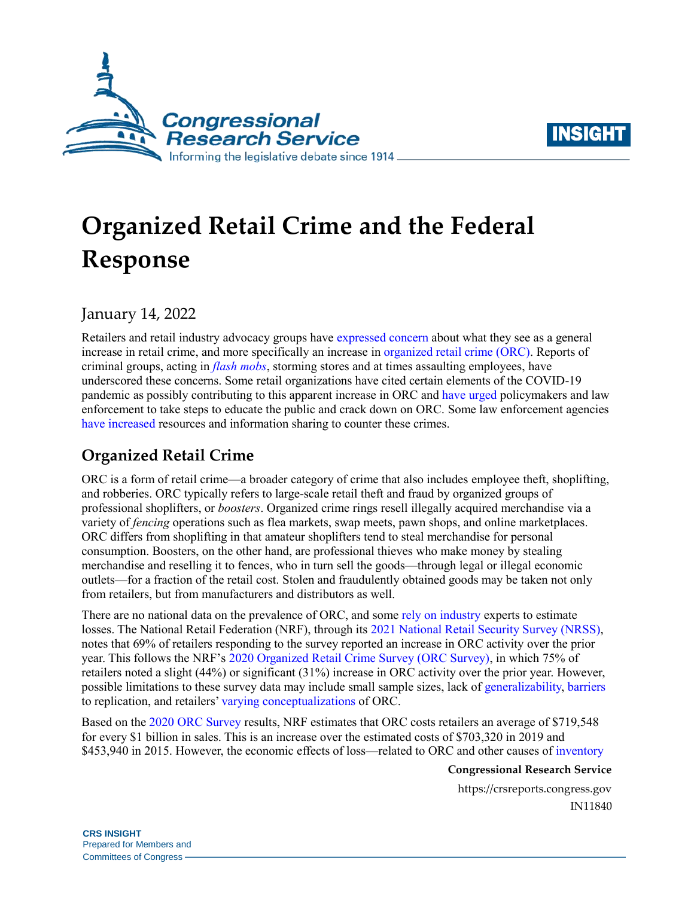# Organized Retail Crime and the Federal Response

January 14, 2022

Retailers and retail industry advocacy groups have expressed concern about what they see as a general increase in retail crime, and more specifically an increase in organized retail crime (ORC). Reports of criminal groups, acting in *flash mobs*, storming stores and at times assaulting employees, have underscored these concerns. Some retail organizations have cited certain elements of the COVID-19 pandemic as possibly contributing to this apparent increase in ORC and have urged policymakers and law enforcement to take steps to educate the public and crack down on ORC. Some law enforcement agencies have increased resources and information sharing to counter these crimes.

## Organized Retail Crime

ORC is a form of retail crime—a broader category of crime that also includes employee theft, shoplifting, and robberies. ORC typically refers to large-scale retail theft and fraud by organized groups of professional shoplifters, or *boosters*. Organized crime rings resell illegally acquired merchandise via a variety of *fencing* operations such as flea markets, swap meets, pawn shops, and online marketplaces. ORC differs from shoplifting in that amateur shoplifters tend to steal merchandise for personal consumption. Boosters, on the other hand, are professional thieves who make money by stealing merchandise and reselling it to fences, who in turn sell the goods—through legal or illegal economic outlets—for a fraction of the retail cost. Stolen and fraudulently obtained goods may be taken not only from retailers, but from manufacturers and distributors as well.

There are no national data on the prevalence of ORC, and some rely on industry experts to estimate losses. The National Retail Federation (NRF), through its 2021 National Retail Security Survey (NRSS), notes that 69% of retailers responding to the survey reported an increase in ORC activity over the prior year. This follows the NRF's 2020 Organized Retail Crime Survey (ORC Survey), in which 75% of retailers noted a slight (44%) or significant (31%) increase in ORC activity over the prior year. However, possible limitations to these survey data may include small sample sizes, lack of generalizability, barriers to replication, and retailers' varying conceptualizations of ORC.

Based on the 2020 ORC Survey results, NRF estimates that ORC costs retailers an average of $719,548 for every $1 billion in sales. This is an increase over the estimated costs of $703,320 in 2019 and $453,940 in 2015. However, the economic effects of loss—related to ORC and other causes of inventory

**Congressional Research Service**

https://crsreports.congress.gov

IN11840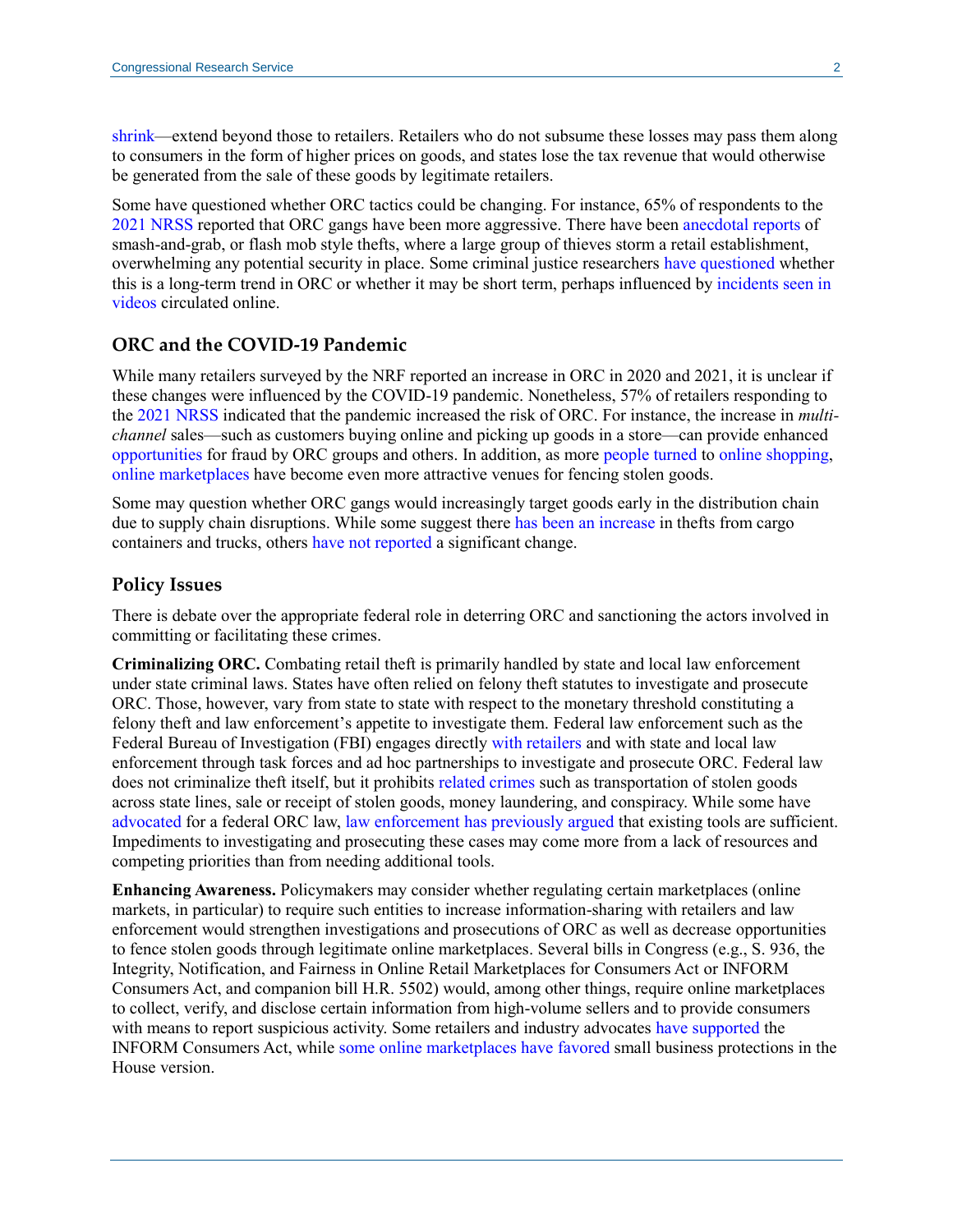shrink—extend beyond those to retailers. Retailers who do not subsume these losses may pass them along to consumers in the form of higher prices on goods, and states lose the tax revenue that would otherwise be generated from the sale of these goods by legitimate retailers.

Some have questioned whether ORC tactics could be changing. For instance, 65% of respondents to the 2021 NRSS reported that ORC gangs have been more aggressive. There have been anecdotal reports of smash-and-grab, or flash mob style thefts, where a large group of thieves storm a retail establishment, overwhelming any potential security in place. Some criminal justice researchers have questioned whether this is a long-term trend in ORC or whether it may be short term, perhaps influenced by incidents seen in videos circulated online.

### ORC and the COVID-19 Pandemic

While many retailers surveyed by the NRF reported an increase in ORC in 2020 and 2021, it is unclear if these changes were influenced by the COVID-19 pandemic. Nonetheless, 57% of retailers responding to the 2021 NRSS indicated that the pandemic increased the risk of ORC. For instance, the increase in *multi-channel* sales—such as customers buying online and picking up goods in a store—can provide enhanced opportunities for fraud by ORC groups and others. In addition, as more people turned to online shopping, online marketplaces have become even more attractive venues for fencing stolen goods.

Some may question whether ORC gangs would increasingly target goods early in the distribution chain due to supply chain disruptions. While some suggest there has been an increase in thefts from cargo containers and trucks, others have not reported a significant change.

### Policy Issues

There is debate over the appropriate federal role in deterring ORC and sanctioning the actors involved in committing or facilitating these crimes.

**Criminalizing ORC.** Combating retail theft is primarily handled by state and local law enforcement under state criminal laws. States have often relied on felony theft statutes to investigate and prosecute ORC. Those, however, vary from state to state with respect to the monetary threshold constituting a felony theft and law enforcement's appetite to investigate them. Federal law enforcement such as the Federal Bureau of Investigation (FBI) engages directly with retailers and with state and local law enforcement through task forces and ad hoc partnerships to investigate and prosecute ORC. Federal law does not criminalize theft itself, but it prohibits related crimes such as transportation of stolen goods across state lines, sale or receipt of stolen goods, money laundering, and conspiracy. While some have advocated for a federal ORC law, law enforcement has previously argued that existing tools are sufficient. Impediments to investigating and prosecuting these cases may come more from a lack of resources and competing priorities than from needing additional tools.

**Enhancing Awareness.** Policymakers may consider whether regulating certain marketplaces (online markets, in particular) to require such entities to increase information-sharing with retailers and law enforcement would strengthen investigations and prosecutions of ORC as well as decrease opportunities to fence stolen goods through legitimate online marketplaces. Several bills in Congress (e.g., S. 936, the Integrity, Notification, and Fairness in Online Retail Marketplaces for Consumers Act or INFORM Consumers Act, and companion bill H.R. 5502) would, among other things, require online marketplaces to collect, verify, and disclose certain information from high-volume sellers and to provide consumers with means to report suspicious activity. Some retailers and industry advocates have supported the INFORM Consumers Act, while some online marketplaces have favored small business protections in the House version.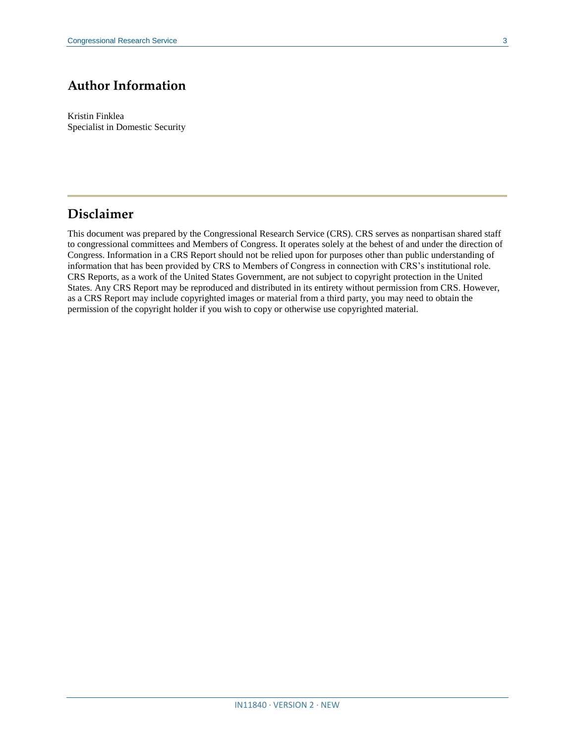## Author Information

Kristin Finklea
Specialist in Domestic Security

## Disclaimer

This document was prepared by the Congressional Research Service (CRS). CRS serves as nonpartisan shared staff to congressional committees and Members of Congress. It operates solely at the behest of and under the direction of Congress. Information in a CRS Report should not be relied upon for purposes other than public understanding of information that has been provided by CRS to Members of Congress in connection with CRS's institutional role. CRS Reports, as a work of the United States Government, are not subject to copyright protection in the United States. Any CRS Report may be reproduced and distributed in its entirety without permission from CRS. However, as a CRS Report may include copyrighted images or material from a third party, you may need to obtain the permission of the copyright holder if you wish to copy or otherwise use copyrighted material.